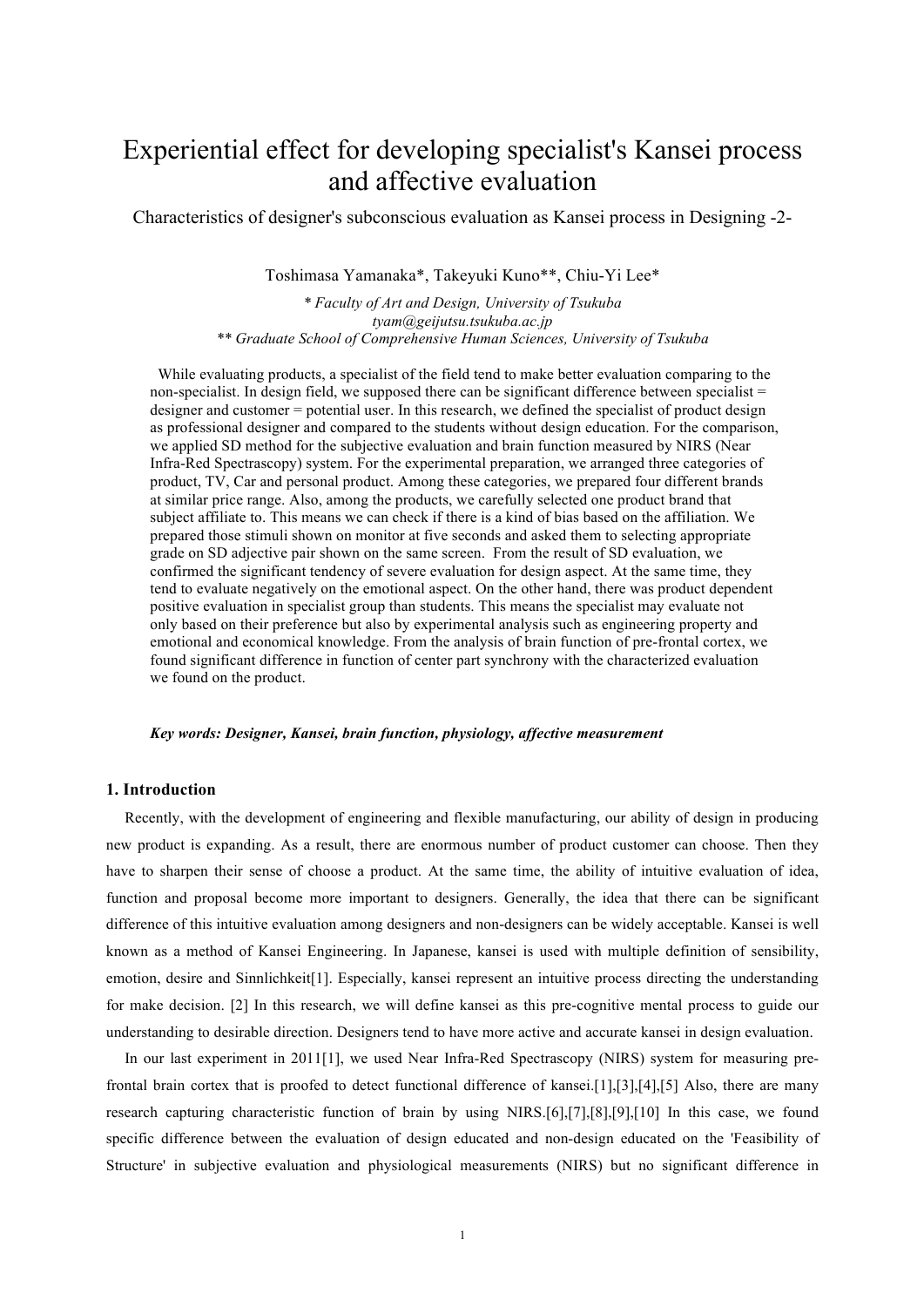# Experiential effect for developing specialist's Kansei process and affective evaluation

Characteristics of designer's subconscious evaluation as Kansei process in Designing -2-

Toshimasa Yamanaka*, Takeyuki Kuno**, Chiu-Yi Lee*

*\* Faculty of Art and Design, University of Tsukuba*
*tyam@geijutsu.tsukuba.ac.jp*
*\*\* Graduate School of Comprehensive Human Sciences, University of Tsukuba*

While evaluating products, a specialist of the field tend to make better evaluation comparing to the non-specialist. In design field, we supposed there can be significant difference between specialist = designer and customer = potential user. In this research, we defined the specialist of product design as professional designer and compared to the students without design education. For the comparison, we applied SD method for the subjective evaluation and brain function measured by NIRS (Near Infra-Red Spectrascopy) system. For the experimental preparation, we arranged three categories of product, TV, Car and personal product. Among these categories, we prepared four different brands at similar price range. Also, among the products, we carefully selected one product brand that subject affiliate to. This means we can check if there is a kind of bias based on the affiliation. We prepared those stimuli shown on monitor at five seconds and asked them to selecting appropriate grade on SD adjective pair shown on the same screen. From the result of SD evaluation, we confirmed the significant tendency of severe evaluation for design aspect. At the same time, they tend to evaluate negatively on the emotional aspect. On the other hand, there was product dependent positive evaluation in specialist group than students. This means the specialist may evaluate not only based on their preference but also by experimental analysis such as engineering property and emotional and economical knowledge. From the analysis of brain function of pre-frontal cortex, we found significant difference in function of center part synchrony with the characterized evaluation we found on the product.

***Key words: Designer, Kansei, brain function, physiology, affective measurement***

## 1. Introduction

Recently, with the development of engineering and flexible manufacturing, our ability of design in producing new product is expanding. As a result, there are enormous number of product customer can choose. Then they have to sharpen their sense of choose a product. At the same time, the ability of intuitive evaluation of idea, function and proposal become more important to designers. Generally, the idea that there can be significant difference of this intuitive evaluation among designers and non-designers can be widely acceptable. Kansei is well known as a method of Kansei Engineering. In Japanese, kansei is used with multiple definition of sensibility, emotion, desire and Sinnlichkeit[1]. Especially, kansei represent an intuitive process directing the understanding for make decision. [2] In this research, we will define kansei as this pre-cognitive mental process to guide our understanding to desirable direction. Designers tend to have more active and accurate kansei in design evaluation.

In our last experiment in 2011[1], we used Near Infra-Red Spectrascopy (NIRS) system for measuring pre-frontal brain cortex that is proofed to detect functional difference of kansei.[1],[3],[4],[5] Also, there are many research capturing characteristic function of brain by using NIRS.[6],[7],[8],[9],[10] In this case, we found specific difference between the evaluation of design educated and non-design educated on the 'Feasibility of Structure' in subjective evaluation and physiological measurements (NIRS) but no significant difference in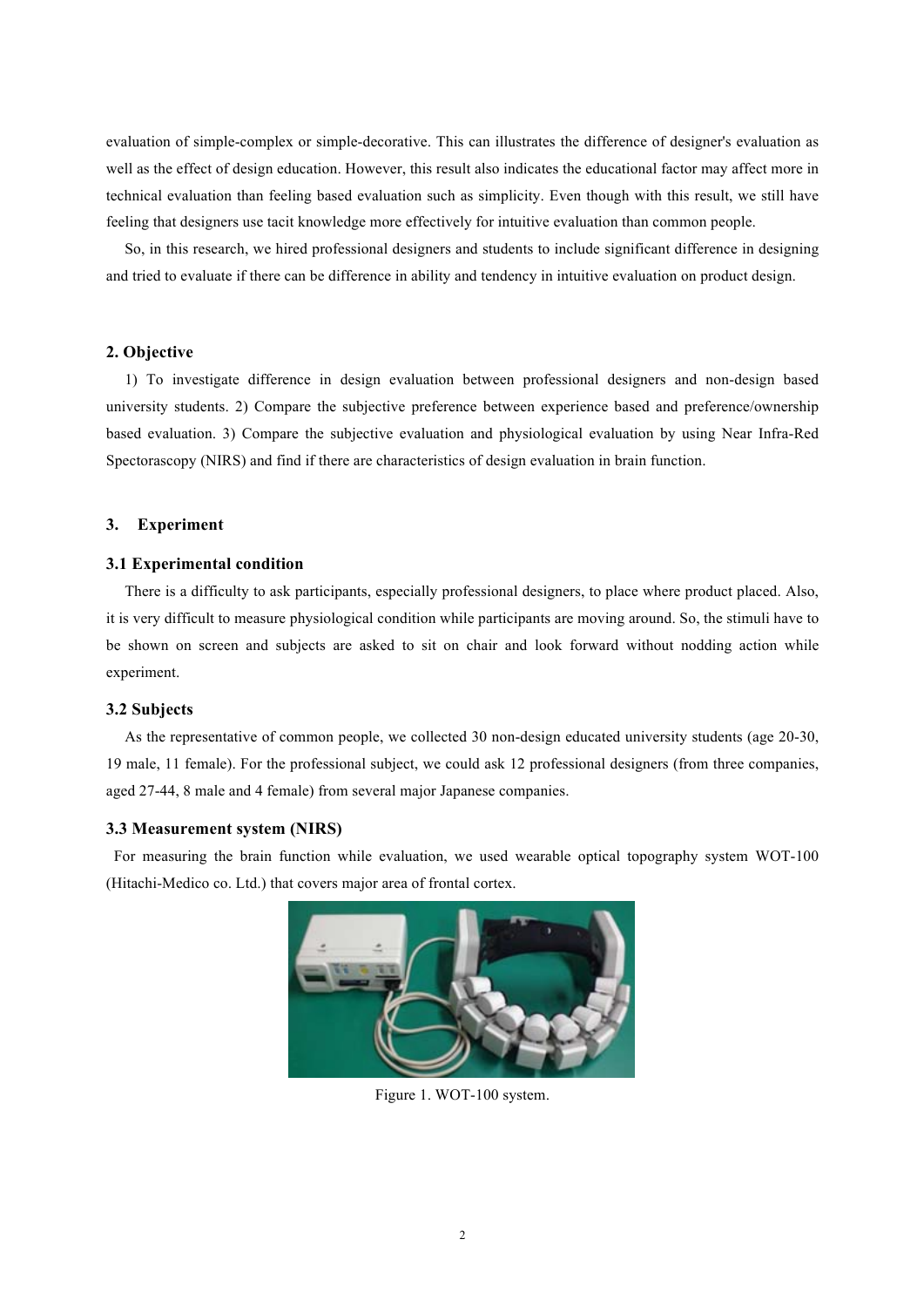evaluation of simple-complex or simple-decorative. This can illustrates the difference of designer's evaluation as well as the effect of design education. However, this result also indicates the educational factor may affect more in technical evaluation than feeling based evaluation such as simplicity. Even though with this result, we still have feeling that designers use tacit knowledge more effectively for intuitive evaluation than common people.

So, in this research, we hired professional designers and students to include significant difference in designing and tried to evaluate if there can be difference in ability and tendency in intuitive evaluation on product design.

## 2. Objective

1) To investigate difference in design evaluation between professional designers and non-design based university students. 2) Compare the subjective preference between experience based and preference/ownership based evaluation. 3) Compare the subjective evaluation and physiological evaluation by using Near Infra-Red Spectorascopy (NIRS) and find if there are characteristics of design evaluation in brain function.

## 3. Experiment

### 3.1 Experimental condition

There is a difficulty to ask participants, especially professional designers, to place where product placed. Also, it is very difficult to measure physiological condition while participants are moving around. So, the stimuli have to be shown on screen and subjects are asked to sit on chair and look forward without nodding action while experiment.

### 3.2 Subjects

As the representative of common people, we collected 30 non-design educated university students (age 20-30, 19 male, 11 female). For the professional subject, we could ask 12 professional designers (from three companies, aged 27-44, 8 male and 4 female) from several major Japanese companies.

### 3.3 Measurement system (NIRS)

For measuring the brain function while evaluation, we used wearable optical topography system WOT-100 (Hitachi-Medico co. Ltd.) that covers major area of frontal cortex.

Figure 1. WOT-100 system.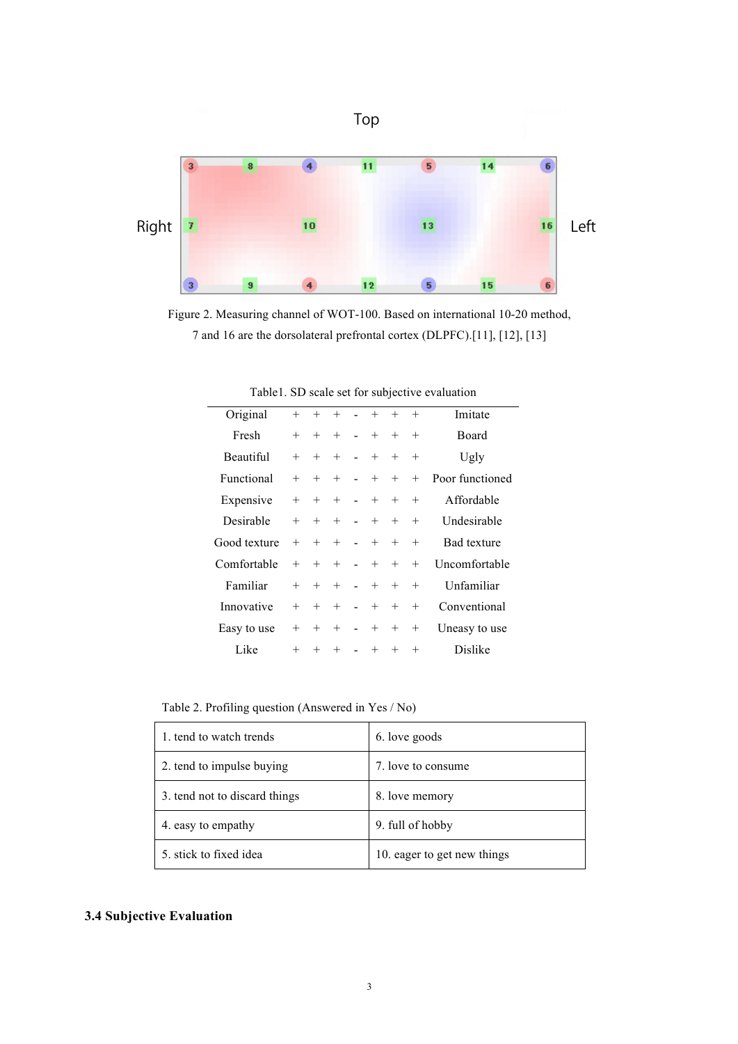Top

Right | Left

Figure 2. Measuring channel of WOT-100. Based on international 10-20 method, 7 and 16 are the dorsolateral prefrontal cortex (DLPFC).[11], [12], [13]

Table1. SD scale set for subjective evaluation

| | | | | | | | | |
|---|---|---|---|---|---|---|---|---|
| Original | + | + | + | - | + | + | + | Imitate |
| Fresh | + | + | + | - | + | + | + | Board |
| Beautiful | + | + | + | - | + | + | + | Ugly |
| Functional | + | + | + | - | + | + | + | Poor functioned |
| Expensive | + | + | + | - | + | + | + | Affordable |
| Desirable | + | + | + | - | + | + | + | Undesirable |
| Good texture | + | + | + | - | + | + | + | Bad texture |
| Comfortable | + | + | + | - | + | + | + | Uncomfortable |
| Familiar | + | + | + | - | + | + | + | Unfamiliar |
| Innovative | + | + | + | - | + | + | + | Conventional |
| Easy to use | + | + | + | - | + | + | + | Uneasy to use |
| Like | + | + | + | - | + | + | + | Dislike |

Table 2. Profiling question (Answered in Yes / No)

| | |
|---|---|
| 1. tend to watch trends | 6. love goods |
| 2. tend to impulse buying | 7. love to consume |
| 3. tend not to discard things | 8. love memory |
| 4. easy to empathy | 9. full of hobby |
| 5. stick to fixed idea | 10. eager to get new things |

### 3.4 Subjective Evaluation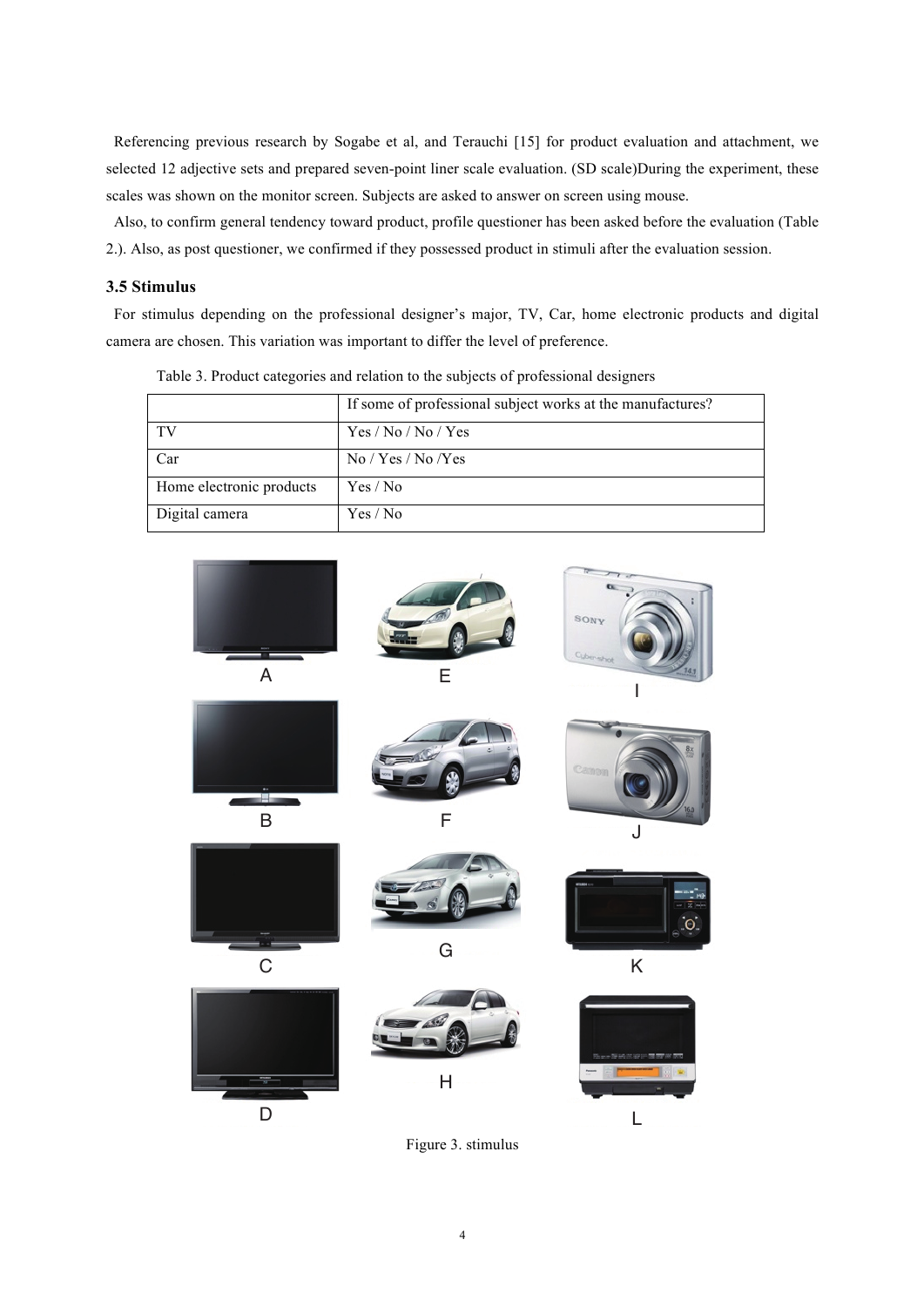Referencing previous research by Sogabe et al, and Terauchi [15] for product evaluation and attachment, we selected 12 adjective sets and prepared seven-point liner scale evaluation. (SD scale)During the experiment, these scales was shown on the monitor screen. Subjects are asked to answer on screen using mouse.

Also, to confirm general tendency toward product, profile questioner has been asked before the evaluation (Table 2.). Also, as post questioner, we confirmed if they possessed product in stimuli after the evaluation session.

### 3.5 Stimulus

For stimulus depending on the professional designer's major, TV, Car, home electronic products and digital camera are chosen. This variation was important to differ the level of preference.

Table 3. Product categories and relation to the subjects of professional designers

| | If some of professional subject works at the manufactures? |
|---|---|
| TV | Yes / No / No / Yes |
| Car | No / Yes / No /Yes |
| Home electronic products | Yes / No |
| Digital camera | Yes / No |

Figure 3. stimulus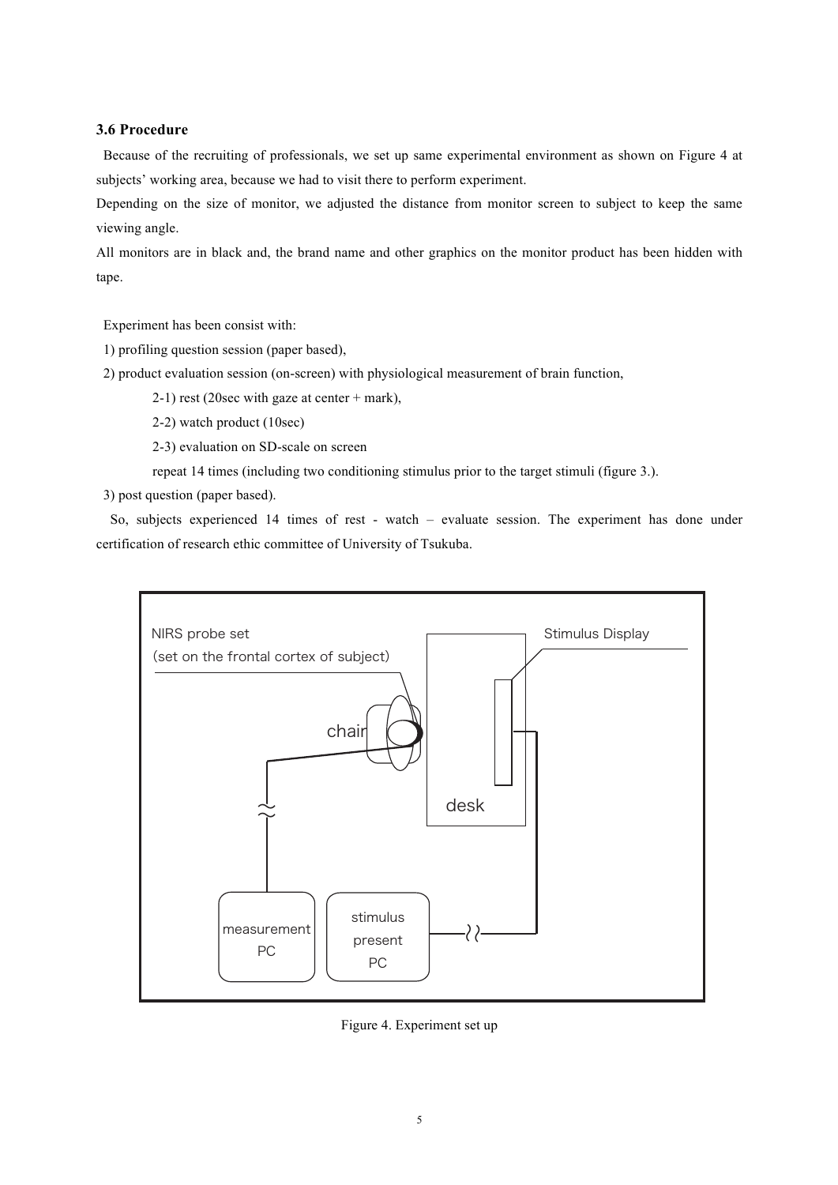### 3.6 Procedure

Because of the recruiting of professionals, we set up same experimental environment as shown on Figure 4 at subjects' working area, because we had to visit there to perform experiment.

Depending on the size of monitor, we adjusted the distance from monitor screen to subject to keep the same viewing angle.

All monitors are in black and, the brand name and other graphics on the monitor product has been hidden with tape.

Experiment has been consist with:

1) profiling question session (paper based),

2) product evaluation session (on-screen) with physiological measurement of brain function,

   2-1) rest (20sec with gaze at center + mark),

   2-2) watch product (10sec)

   2-3) evaluation on SD-scale on screen

   repeat 14 times (including two conditioning stimulus prior to the target stimuli (figure 3.).

3) post question (paper based).

So, subjects experienced 14 times of rest - watch – evaluate session. The experiment has done under certification of research ethic committee of University of Tsukuba.

NIRS probe set (set on the frontal cortex of subject)

Stimulus Display

chair

desk

measurement PC

stimulus present PC

Figure 4. Experiment set up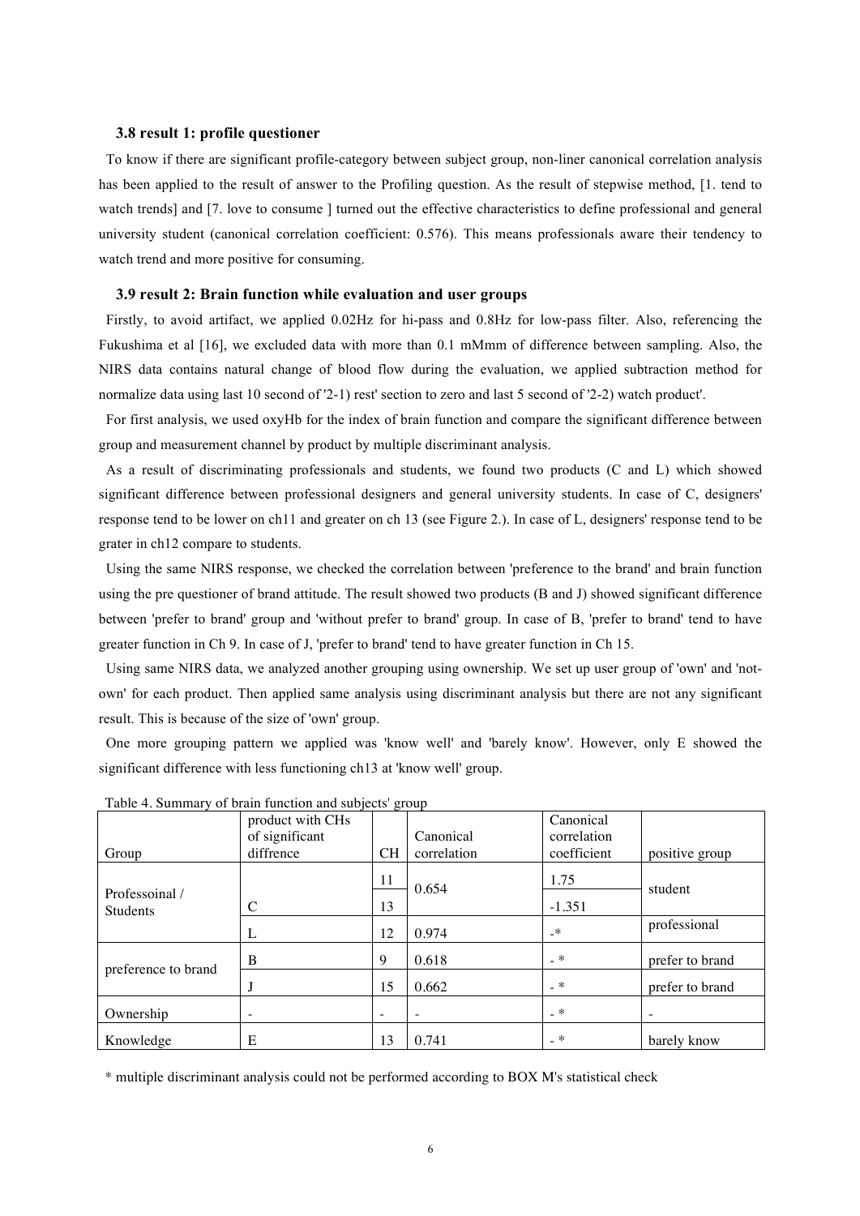### 3.8 result 1: profile questioner

To know if there are significant profile-category between subject group, non-liner canonical correlation analysis has been applied to the result of answer to the Profiling question. As the result of stepwise method, [1. tend to watch trends] and [7. love to consume ] turned out the effective characteristics to define professional and general university student (canonical correlation coefficient: 0.576). This means professionals aware their tendency to watch trend and more positive for consuming.

### 3.9 result 2: Brain function while evaluation and user groups

Firstly, to avoid artifact, we applied 0.02Hz for hi-pass and 0.8Hz for low-pass filter. Also, referencing the Fukushima et al [16], we excluded data with more than 0.1 mMmm of difference between sampling. Also, the NIRS data contains natural change of blood flow during the evaluation, we applied subtraction method for normalize data using last 10 second of '2-1) rest' section to zero and last 5 second of '2-2) watch product'.

For first analysis, we used oxyHb for the index of brain function and compare the significant difference between group and measurement channel by product by multiple discriminant analysis.

As a result of discriminating professionals and students, we found two products (C and L) which showed significant difference between professional designers and general university students. In case of C, designers' response tend to be lower on ch11 and greater on ch 13 (see Figure 2.). In case of L, designers' response tend to be grater in ch12 compare to students.

Using the same NIRS response, we checked the correlation between 'preference to the brand' and brain function using the pre questioner of brand attitude. The result showed two products (B and J) showed significant difference between 'prefer to brand' group and 'without prefer to brand' group. In case of B, 'prefer to brand' tend to have greater function in Ch 9. In case of J, 'prefer to brand' tend to have greater function in Ch 15.

Using same NIRS data, we analyzed another grouping using ownership. We set up user group of 'own' and 'not-own' for each product. Then applied same analysis using discriminant analysis but there are not any significant result. This is because of the size of 'own' group.

One more grouping pattern we applied was 'know well' and 'barely know'. However, only E showed the significant difference with less functioning ch13 at 'know well' group.

Table 4. Summary of brain function and subjects' group

| Group | product with CHs of significant diffrence | CH | Canonical correlation | Canonical correlation coefficient | positive group |
|---|---|---|---|---|---|
| Professoinal / Students | C | 11 | 0.654 | 1.75 | student |
| | | 13 | | -1.351 | |
| | L | 12 | 0.974 | -* | professional |
| preference to brand | B | 9 | 0.618 | - * | prefer to brand |
| | J | 15 | 0.662 | - * | prefer to brand |
| Ownership | - | - | - | - * | - |
| Knowledge | E | 13 | 0.741 | - * | barely know |

* multiple discriminant analysis could not be performed according to BOX M's statistical check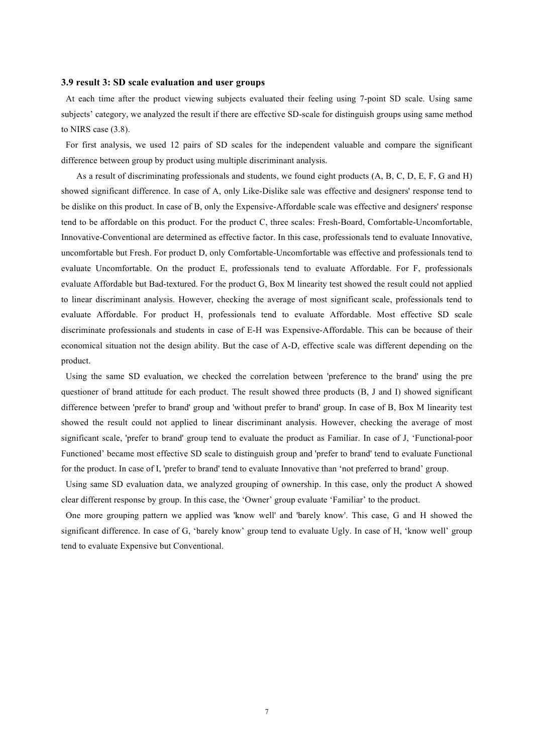### 3.9 result 3: SD scale evaluation and user groups

At each time after the product viewing subjects evaluated their feeling using 7-point SD scale. Using same subjects' category, we analyzed the result if there are effective SD-scale for distinguish groups using same method to NIRS case (3.8).

For first analysis, we used 12 pairs of SD scales for the independent valuable and compare the significant difference between group by product using multiple discriminant analysis.

As a result of discriminating professionals and students, we found eight products (A, B, C, D, E, F, G and H) showed significant difference. In case of A, only Like-Dislike sale was effective and designers' response tend to be dislike on this product. In case of B, only the Expensive-Affordable scale was effective and designers' response tend to be affordable on this product. For the product C, three scales: Fresh-Board, Comfortable-Uncomfortable, Innovative-Conventional are determined as effective factor. In this case, professionals tend to evaluate Innovative, uncomfortable but Fresh. For product D, only Comfortable-Uncomfortable was effective and professionals tend to evaluate Uncomfortable. On the product E, professionals tend to evaluate Affordable. For F, professionals evaluate Affordable but Bad-textured. For the product G, Box M linearity test showed the result could not applied to linear discriminant analysis. However, checking the average of most significant scale, professionals tend to evaluate Affordable. For product H, professionals tend to evaluate Affordable. Most effective SD scale discriminate professionals and students in case of E-H was Expensive-Affordable. This can be because of their economical situation not the design ability. But the case of A-D, effective scale was different depending on the product.

Using the same SD evaluation, we checked the correlation between 'preference to the brand' using the pre questioner of brand attitude for each product. The result showed three products (B, J and I) showed significant difference between 'prefer to brand' group and 'without prefer to brand' group. In case of B, Box M linearity test showed the result could not applied to linear discriminant analysis. However, checking the average of most significant scale, 'prefer to brand' group tend to evaluate the product as Familiar. In case of J, 'Functional-poor Functioned' became most effective SD scale to distinguish group and 'prefer to brand' tend to evaluate Functional for the product. In case of I, 'prefer to brand' tend to evaluate Innovative than 'not preferred to brand' group.

Using same SD evaluation data, we analyzed grouping of ownership. In this case, only the product A showed clear different response by group. In this case, the 'Owner' group evaluate 'Familiar' to the product.

One more grouping pattern we applied was 'know well' and 'barely know'. This case, G and H showed the significant difference. In case of G, 'barely know' group tend to evaluate Ugly. In case of H, 'know well' group tend to evaluate Expensive but Conventional.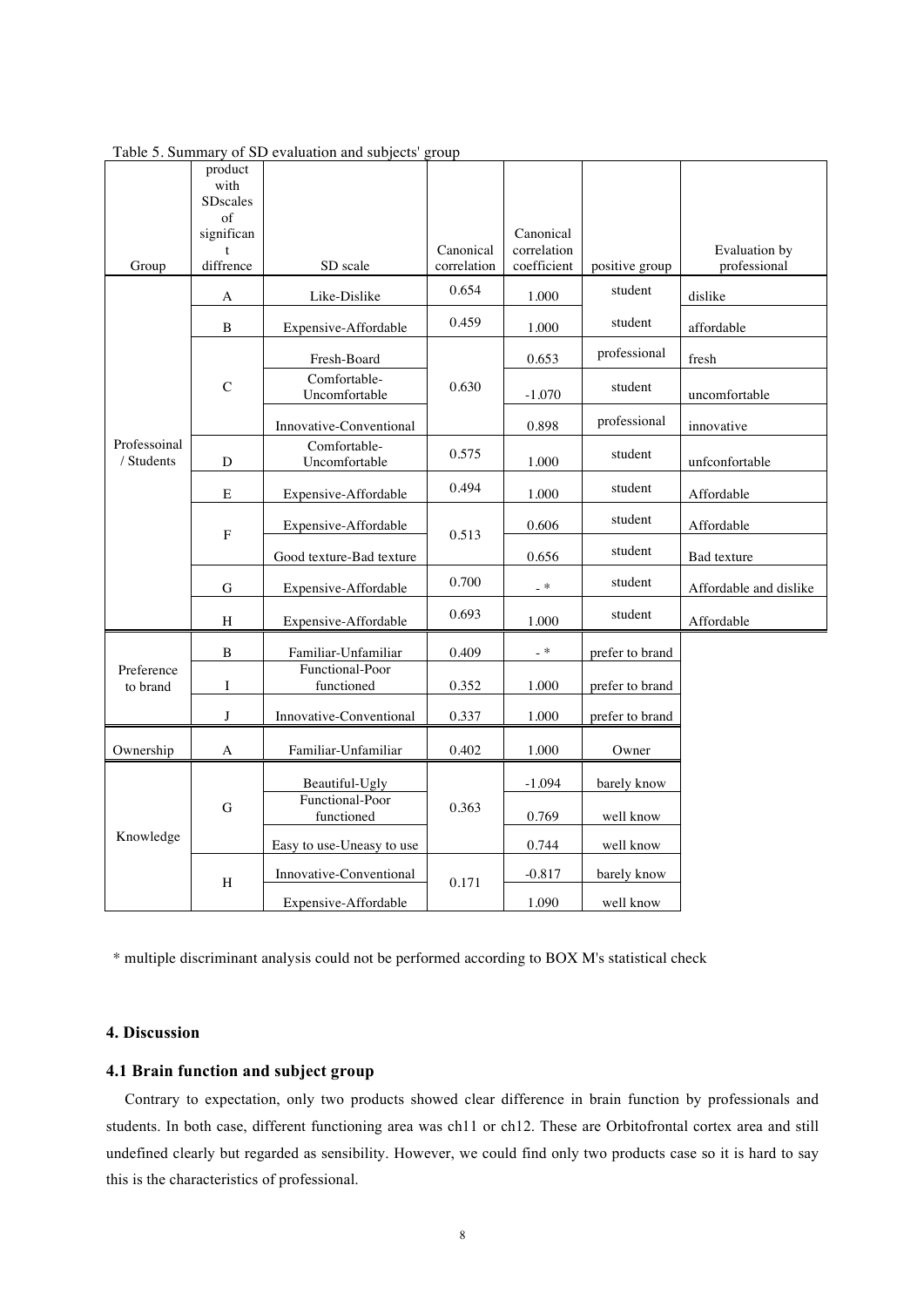Table 5. Summary of SD evaluation and subjects' group

| Group | product with SDscales of significant diffrence | SD scale | Canonical correlation | Canonical correlation coefficient | positive group | Evaluation by professional |
|---|---|---|---|---|---|---|
| Professoinal / Students | A | Like-Dislike | 0.654 | 1.000 | student | dislike |
| | B | Expensive-Affordable | 0.459 | 1.000 | student | affordable |
| | C | Fresh-Board | 0.630 | 0.653 | professional | fresh |
| | | Comfortable-Uncomfortable | | -1.070 | student | uncomfortable |
| | | Innovative-Conventional | | 0.898 | professional | innovative |
| | D | Comfortable-Uncomfortable | 0.575 | 1.000 | student | unfconfortable |
| | E | Expensive-Affordable | 0.494 | 1.000 | student | Affordable |
| | F | Expensive-Affordable | 0.513 | 0.606 | student | Affordable |
| | | Good texture-Bad texture | | 0.656 | student | Bad texture |
| | G | Expensive-Affordable | 0.700 | - * | student | Affordable and dislike |
| | H | Expensive-Affordable | 0.693 | 1.000 | student | Affordable |
| Preference to brand | B | Familiar-Unfamiliar | 0.409 | - * | prefer to brand | |
| | I | Functional-Poor functioned | 0.352 | 1.000 | prefer to brand | |
| | J | Innovative-Conventional | 0.337 | 1.000 | prefer to brand | |
| Ownership | A | Familiar-Unfamiliar | 0.402 | 1.000 | Owner | |
| Knowledge | G | Beautiful-Ugly | 0.363 | -1.094 | barely know | |
| | | Functional-Poor functioned | | 0.769 | well know | |
| | | Easy to use-Uneasy to use | | 0.744 | well know | |
| | H | Innovative-Conventional | 0.171 | -0.817 | barely know | |
| | | Expensive-Affordable | | 1.090 | well know | |

\* multiple discriminant analysis could not be performed according to BOX M's statistical check

## 4. Discussion

### 4.1 Brain function and subject group

Contrary to expectation, only two products showed clear difference in brain function by professionals and students. In both case, different functioning area was ch11 or ch12. These are Orbitofrontal cortex area and still undefined clearly but regarded as sensibility. However, we could find only two products case so it is hard to say this is the characteristics of professional.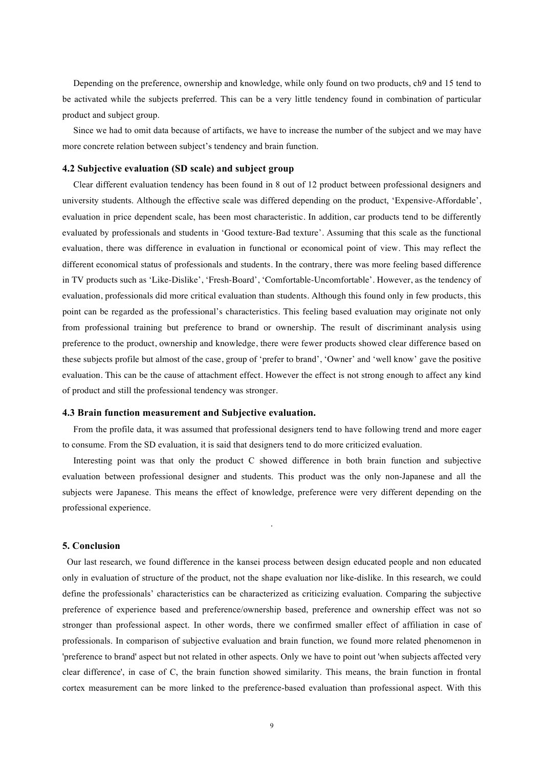Depending on the preference, ownership and knowledge, while only found on two products, ch9 and 15 tend to be activated while the subjects preferred. This can be a very little tendency found in combination of particular product and subject group.

Since we had to omit data because of artifacts, we have to increase the number of the subject and we may have more concrete relation between subject's tendency and brain function.

### 4.2 Subjective evaluation (SD scale) and subject group

Clear different evaluation tendency has been found in 8 out of 12 product between professional designers and university students. Although the effective scale was differed depending on the product, 'Expensive-Affordable', evaluation in price dependent scale, has been most characteristic. In addition, car products tend to be differently evaluated by professionals and students in 'Good texture-Bad texture'. Assuming that this scale as the functional evaluation, there was difference in evaluation in functional or economical point of view. This may reflect the different economical status of professionals and students. In the contrary, there was more feeling based difference in TV products such as 'Like-Dislike', 'Fresh-Board', 'Comfortable-Uncomfortable'. However, as the tendency of evaluation, professionals did more critical evaluation than students. Although this found only in few products, this point can be regarded as the professional's characteristics. This feeling based evaluation may originate not only from professional training but preference to brand or ownership. The result of discriminant analysis using preference to the product, ownership and knowledge, there were fewer products showed clear difference based on these subjects profile but almost of the case, group of 'prefer to brand', 'Owner' and 'well know' gave the positive evaluation. This can be the cause of attachment effect. However the effect is not strong enough to affect any kind of product and still the professional tendency was stronger.

### 4.3 Brain function measurement and Subjective evaluation.

From the profile data, it was assumed that professional designers tend to have following trend and more eager to consume. From the SD evaluation, it is said that designers tend to do more criticized evaluation.

Interesting point was that only the product C showed difference in both brain function and subjective evaluation between professional designer and students. This product was the only non-Japanese and all the subjects were Japanese. This means the effect of knowledge, preference were very different depending on the professional experience.

## 5. Conclusion

Our last research, we found difference in the kansei process between design educated people and non educated only in evaluation of structure of the product, not the shape evaluation nor like-dislike. In this research, we could define the professionals' characteristics can be characterized as criticizing evaluation. Comparing the subjective preference of experience based and preference/ownership based, preference and ownership effect was not so stronger than professional aspect. In other words, there we confirmed smaller effect of affiliation in case of professionals. In comparison of subjective evaluation and brain function, we found more related phenomenon in 'preference to brand' aspect but not related in other aspects. Only we have to point out 'when subjects affected very clear difference', in case of C, the brain function showed similarity. This means, the brain function in frontal cortex measurement can be more linked to the preference-based evaluation than professional aspect. With this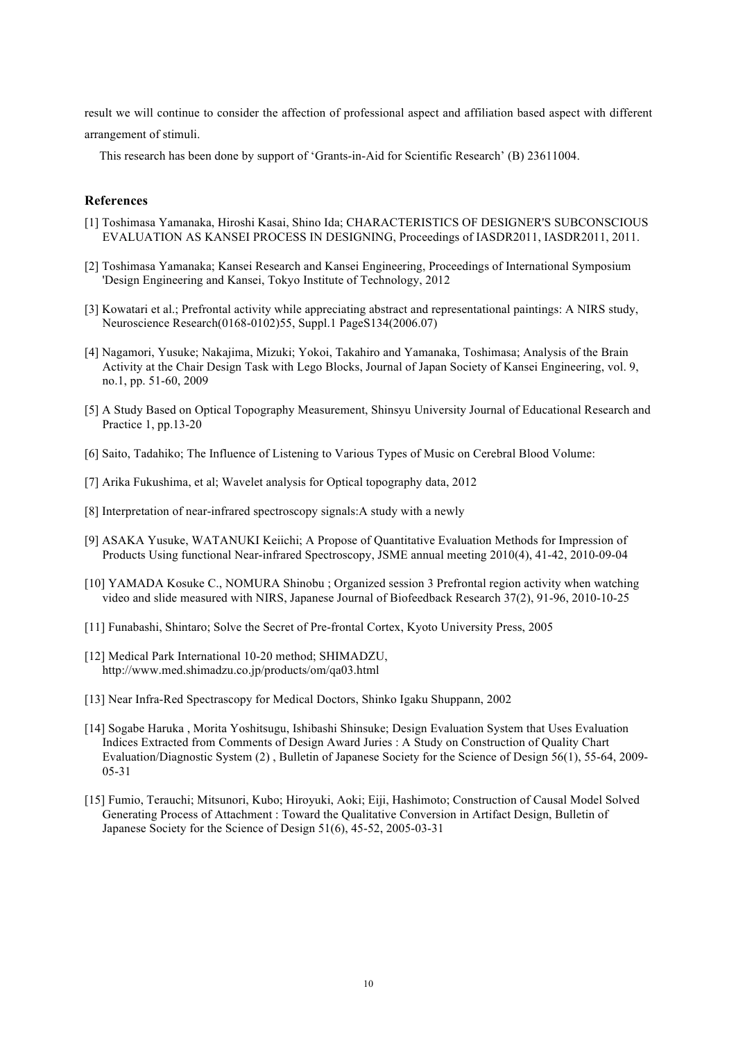result we will continue to consider the affection of professional aspect and affiliation based aspect with different arrangement of stimuli.

This research has been done by support of 'Grants-in-Aid for Scientific Research' (B) 23611004.

## References

[1] Toshimasa Yamanaka, Hiroshi Kasai, Shino Ida; CHARACTERISTICS OF DESIGNER'S SUBCONSCIOUS EVALUATION AS KANSEI PROCESS IN DESIGNING, Proceedings of IASDR2011, IASDR2011, 2011.

[2] Toshimasa Yamanaka; Kansei Research and Kansei Engineering, Proceedings of International Symposium 'Design Engineering and Kansei, Tokyo Institute of Technology, 2012

[3] Kowatari et al.; Prefrontal activity while appreciating abstract and representational paintings: A NIRS study, Neuroscience Research(0168-0102)55, Suppl.1 PageS134(2006.07)

[4] Nagamori, Yusuke; Nakajima, Mizuki; Yokoi, Takahiro and Yamanaka, Toshimasa; Analysis of the Brain Activity at the Chair Design Task with Lego Blocks, Journal of Japan Society of Kansei Engineering, vol. 9, no.1, pp. 51-60, 2009

[5] A Study Based on Optical Topography Measurement, Shinsyu University Journal of Educational Research and Practice 1, pp.13-20

[6] Saito, Tadahiko; The Influence of Listening to Various Types of Music on Cerebral Blood Volume:

[7] Arika Fukushima, et al; Wavelet analysis for Optical topography data, 2012

[8] Interpretation of near-infrared spectroscopy signals:A study with a newly

[9] ASAKA Yusuke, WATANUKI Keiichi; A Propose of Quantitative Evaluation Methods for Impression of Products Using functional Near-infrared Spectroscopy, JSME annual meeting 2010(4), 41-42, 2010-09-04

[10] YAMADA Kosuke C., NOMURA Shinobu ; Organized session 3 Prefrontal region activity when watching video and slide measured with NIRS, Japanese Journal of Biofeedback Research 37(2), 91-96, 2010-10-25

[11] Funabashi, Shintaro; Solve the Secret of Pre-frontal Cortex, Kyoto University Press, 2005

[12] Medical Park International 10-20 method; SHIMADZU, http://www.med.shimadzu.co.jp/products/om/qa03.html

[13] Near Infra-Red Spectrascopy for Medical Doctors, Shinko Igaku Shuppann, 2002

[14] Sogabe Haruka , Morita Yoshitsugu, Ishibashi Shinsuke; Design Evaluation System that Uses Evaluation Indices Extracted from Comments of Design Award Juries : A Study on Construction of Quality Chart Evaluation/Diagnostic System (2) , Bulletin of Japanese Society for the Science of Design 56(1), 55-64, 2009-05-31

[15] Fumio, Terauchi; Mitsunori, Kubo; Hiroyuki, Aoki; Eiji, Hashimoto; Construction of Causal Model Solved Generating Process of Attachment : Toward the Qualitative Conversion in Artifact Design, Bulletin of Japanese Society for the Science of Design 51(6), 45-52, 2005-03-31